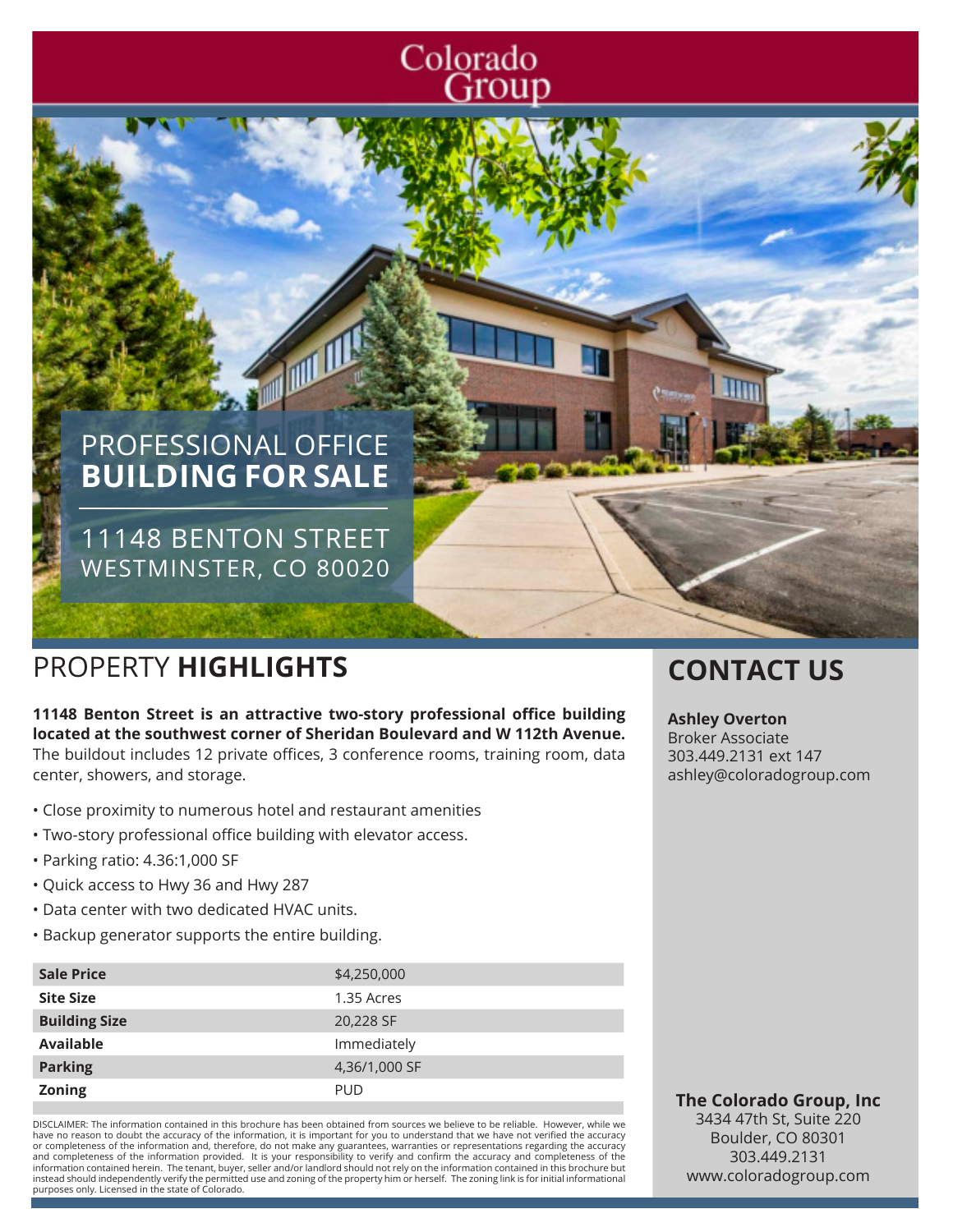Colorado Group

# PROFESSIONAL OFFICE **BUILDING FOR SALE**

11148 BENTON STREET
WESTMINSTER, CO 80020

## PROPERTY **HIGHLIGHTS**

**11148 Benton Street is an attractive two-story professional office building located at the southwest corner of Sheridan Boulevard and W 112th Avenue.** The buildout includes 12 private offices, 3 conference rooms, training room, data center, showers, and storage.

- Close proximity to numerous hotel and restaurant amenities
- Two-story professional office building with elevator access.
- Parking ratio: 4.36:1,000 SF
- Quick access to Hwy 36 and Hwy 287
- Data center with two dedicated HVAC units.
- Backup generator supports the entire building.

| | |
|---|---|
| **Sale Price** | $4,250,000 |
| **Site Size** | 1.35 Acres |
| **Building Size** | 20,228 SF |
| **Available** | Immediately |
| **Parking** | 4,36/1,000 SF |
| **Zoning** | PUD |

DISCLAIMER: The information contained in this brochure has been obtained from sources we believe to be reliable. However, while we have no reason to doubt the accuracy of the information, it is important for you to understand that we have not verified the accuracy or completeness of the information and, therefore, do not make any guarantees, warranties or representations regarding the accuracy and completeness of the information provided. It is your responsibility to verify and confirm the accuracy and completeness of the information contained herein. The tenant, buyer, seller and/or landlord should not rely on the information contained in this brochure but instead should independently verify the permitted use and zoning of the property him or herself. The zoning link is for initial informational purposes only. Licensed in the state of Colorado.

## CONTACT US

**Ashley Overton**
Broker Associate
303.449.2131 ext 147
ashley@coloradogroup.com

**The Colorado Group, Inc**
3434 47th St, Suite 220
Boulder, CO 80301
303.449.2131
www.coloradogroup.com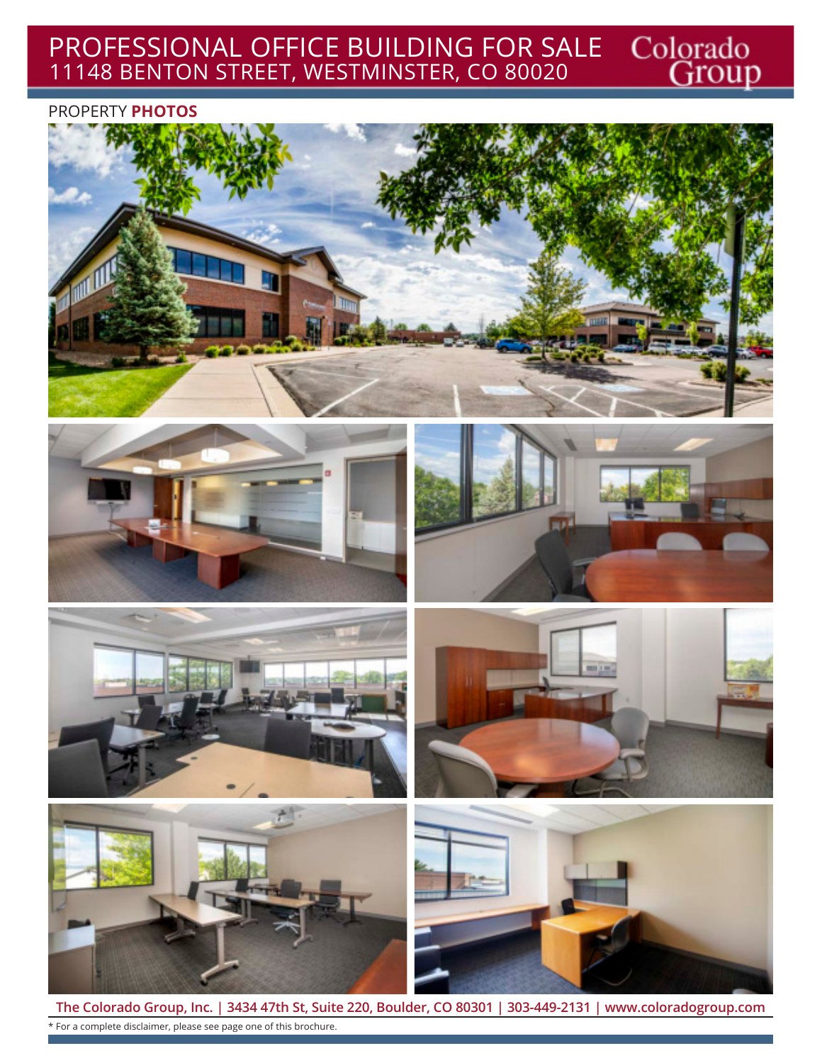# PROFESSIONAL OFFICE BUILDING FOR SALE
## 11148 BENTON STREET, WESTMINSTER, CO 80020

Colorado Group

PROPERTY **PHOTOS**

**The Colorado Group, Inc. | 3434 47th St, Suite 220, Boulder, CO 80301 | 303-449-2131 | www.coloradogroup.com**

* For a complete disclaimer, please see page one of this brochure.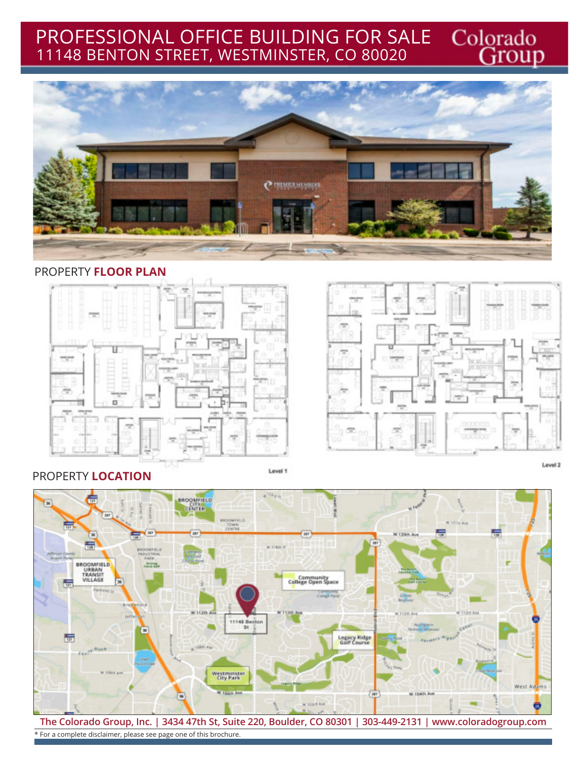# PROFESSIONAL OFFICE BUILDING FOR SALE

11148 BENTON STREET, WESTMINSTER, CO 80020

Colorado Group

## PROPERTY **FLOOR PLAN**

Level 1

Level 2

## PROPERTY **LOCATION**

11148 Benton St

**The Colorado Group, Inc. | 3434 47th St, Suite 220, Boulder, CO 80301 | 303-449-2131 | www.coloradogroup.com**

* For a complete disclaimer, please see page one of this brochure.